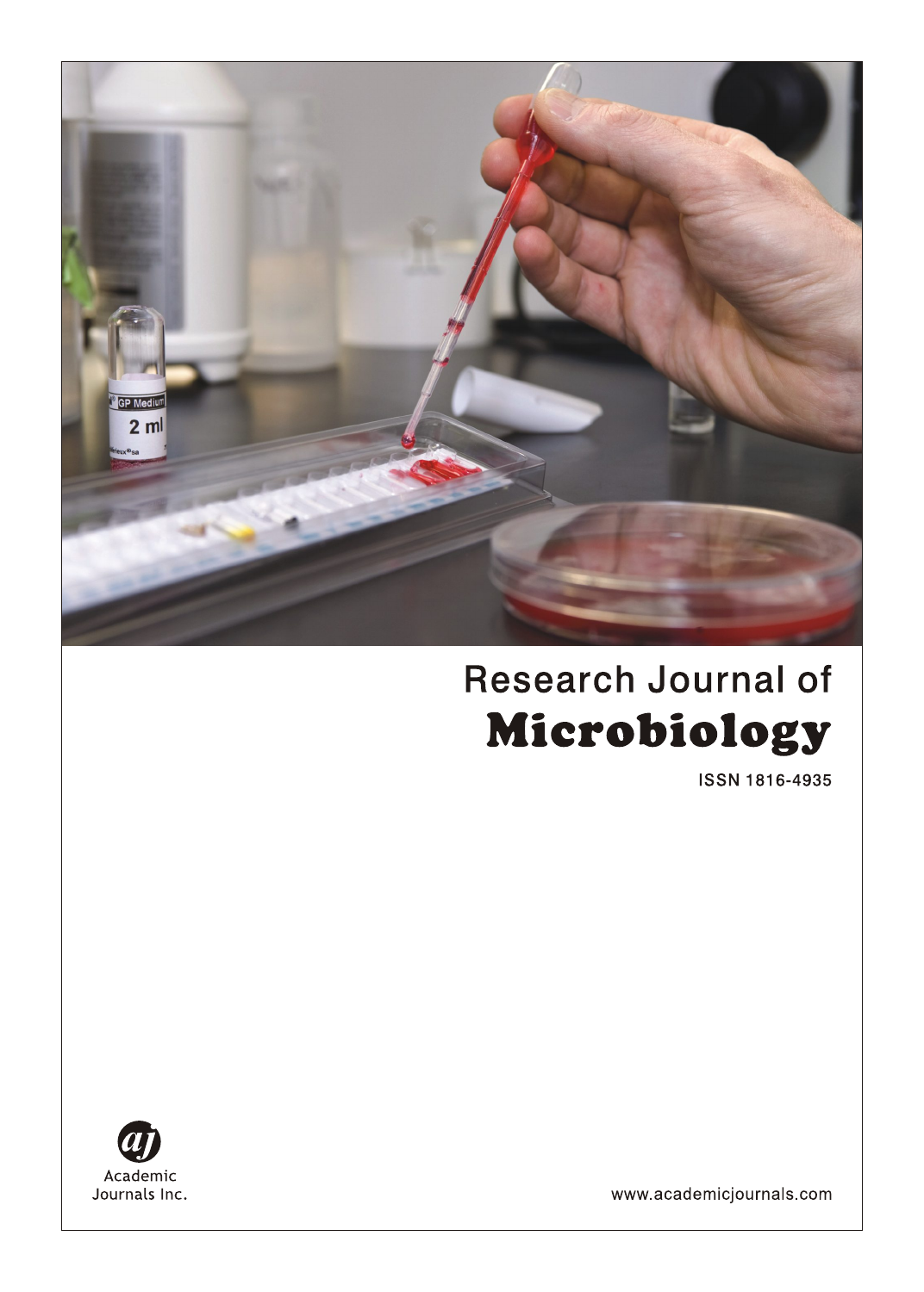Research Journal of

# Microbiology

ISSN 1816-4935

Academic Journals Inc.

www.academicjournals.com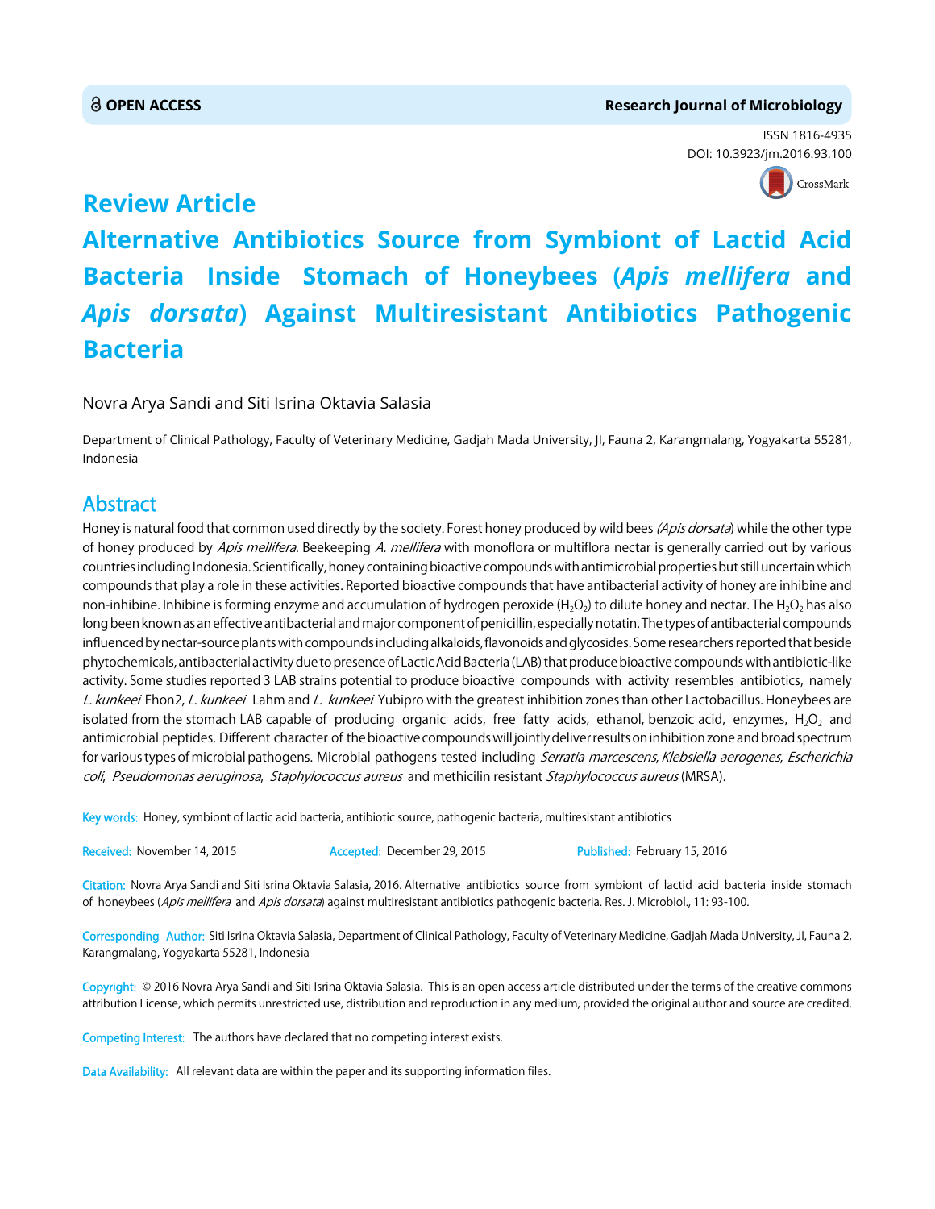OPEN ACCESS

Research Journal of Microbiology

ISSN 1816-4935

DOI: 10.3923/jm.2016.93.100

## Review Article

# Alternative Antibiotics Source from Symbiont of Lactid Acid Bacteria Inside Stomach of Honeybees (*Apis mellifera* and *Apis dorsata*) Against Multiresistant Antibiotics Pathogenic Bacteria

Novra Arya Sandi and Siti Isrina Oktavia Salasia

Department of Clinical Pathology, Faculty of Veterinary Medicine, Gadjah Mada University, Jl, Fauna 2, Karangmalang, Yogyakarta 55281, Indonesia

## Abstract

Honey is natural food that common used directly by the society. Forest honey produced by wild bees *(Apis dorsata*) while the other type of honey produced by *Apis mellifera*. Beekeeping *A. mellifera* with monoflora or multiflora nectar is generally carried out by various countries including Indonesia. Scientifically, honey containing bioactive compounds with antimicrobial properties but still uncertain which compounds that play a role in these activities. Reported bioactive compounds that have antibacterial activity of honey are inhibine and non-inhibine. Inhibine is forming enzyme and accumulation of hydrogen peroxide ($H_2O_2$) to dilute honey and nectar. The $H_2O_2$ has also long been known as an effective antibacterial and major component of penicillin, especially notatin. The types of antibacterial compounds influenced by nectar-source plants with compounds including alkaloids, flavonoids and glycosides. Some researchers reported that beside phytochemicals, antibacterial activity due to presence of Lactic Acid Bacteria (LAB) that produce bioactive compounds with antibiotic-like activity. Some studies reported 3 LAB strains potential to produce bioactive compounds with activity resembles antibiotics, namely *L. kunkeei* Fhon2, *L. kunkeei* Lahm and *L. kunkeei* Yubipro with the greatest inhibition zones than other Lactobacillus. Honeybees are isolated from the stomach LAB capable of producing organic acids, free fatty acids, ethanol, benzoic acid, enzymes, $H_2O_2$ and antimicrobial peptides. Different character of the bioactive compounds will jointly deliver results on inhibition zone and broad spectrum for various types of microbial pathogens. Microbial pathogens tested including *Serratia marcescens*, *Klebsiella aerogenes*, *Escherichia coli*, *Pseudomonas aeruginosa*, *Staphylococcus aureus* and methicilin resistant *Staphylococcus aureus* (MRSA).

**Key words:** Honey, symbiont of lactic acid bacteria, antibiotic source, pathogenic bacteria, multiresistant antibiotics

**Received:** November 14, 2015 **Accepted:** December 29, 2015 **Published:** February 15, 2016

**Citation:** Novra Arya Sandi and Siti Isrina Oktavia Salasia, 2016. Alternative antibiotics source from symbiont of lactid acid bacteria inside stomach of honeybees (*Apis mellifera* and *Apis dorsata*) against multiresistant antibiotics pathogenic bacteria. Res. J. Microbiol., 11: 93-100.

**Corresponding Author:** Siti Isrina Oktavia Salasia, Department of Clinical Pathology, Faculty of Veterinary Medicine, Gadjah Mada University, Jl, Fauna 2, Karangmalang, Yogyakarta 55281, Indonesia

**Copyright:** © 2016 Novra Arya Sandi and Siti Isrina Oktavia Salasia. This is an open access article distributed under the terms of the creative commons attribution License, which permits unrestricted use, distribution and reproduction in any medium, provided the original author and source are credited.

**Competing Interest:** The authors have declared that no competing interest exists.

**Data Availability:** All relevant data are within the paper and its supporting information files.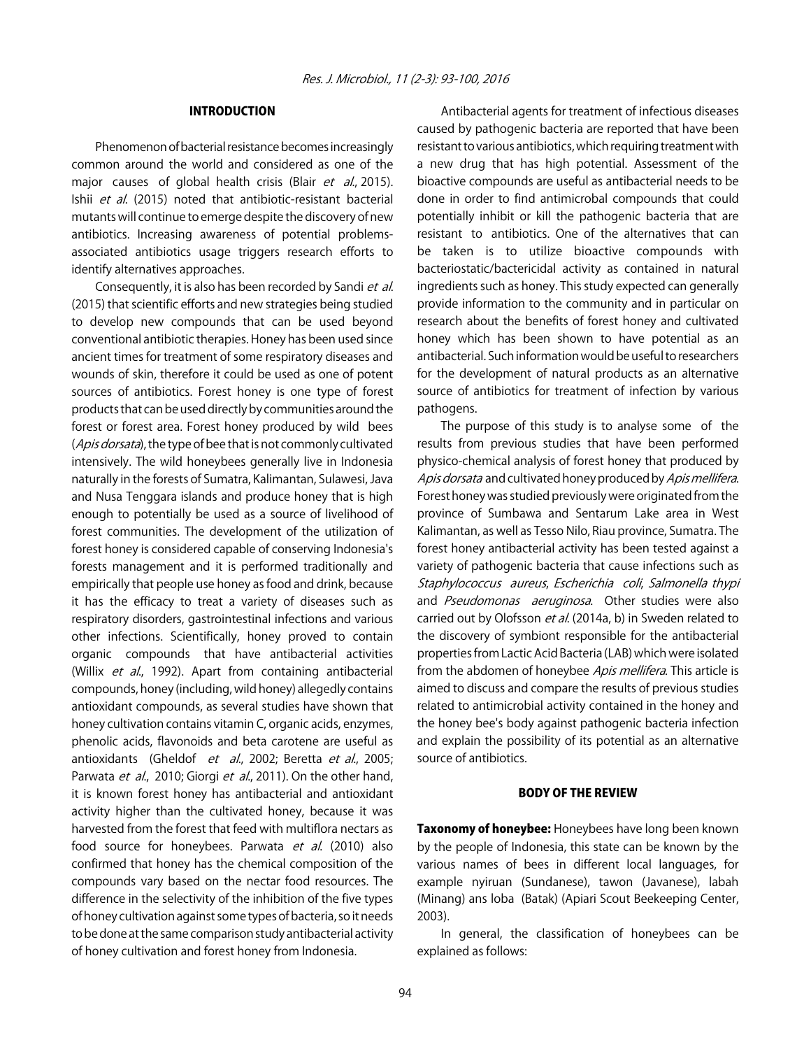## INTRODUCTION

Phenomenon of bacterial resistance becomes increasingly common around the world and considered as one of the major causes of global health crisis (Blair *et al*., 2015). Ishii *et al*. (2015) noted that antibiotic-resistant bacterial mutants will continue to emerge despite the discovery of new antibiotics. Increasing awareness of potential problems-associated antibiotics usage triggers research efforts to identify alternatives approaches.

Consequently, it is also has been recorded by Sandi *et al*. (2015) that scientific efforts and new strategies being studied to develop new compounds that can be used beyond conventional antibiotic therapies. Honey has been used since ancient times for treatment of some respiratory diseases and wounds of skin, therefore it could be used as one of potent sources of antibiotics. Forest honey is one type of forest products that can be used directly by communities around the forest or forest area. Forest honey produced by wild bees (*Apis dorsata*), the type of bee that is not commonly cultivated intensively. The wild honeybees generally live in Indonesia naturally in the forests of Sumatra, Kalimantan, Sulawesi, Java and Nusa Tenggara islands and produce honey that is high enough to potentially be used as a source of livelihood of forest communities. The development of the utilization of forest honey is considered capable of conserving Indonesia's forests management and it is performed traditionally and empirically that people use honey as food and drink, because it has the efficacy to treat a variety of diseases such as respiratory disorders, gastrointestinal infections and various other infections. Scientifically, honey proved to contain organic compounds that have antibacterial activities (Willix *et al*., 1992). Apart from containing antibacterial compounds, honey (including, wild honey) allegedly contains antioxidant compounds, as several studies have shown that honey cultivation contains vitamin C, organic acids, enzymes, phenolic acids, flavonoids and beta carotene are useful as antioxidants (Gheldof *et al*., 2002; Beretta *et al*., 2005; Parwata *et al*., 2010; Giorgi *et al*., 2011). On the other hand, it is known forest honey has antibacterial and antioxidant activity higher than the cultivated honey, because it was harvested from the forest that feed with multiflora nectars as food source for honeybees. Parwata *et al*. (2010) also confirmed that honey has the chemical composition of the compounds vary based on the nectar food resources. The difference in the selectivity of the inhibition of the five types of honey cultivation against some types of bacteria, so it needs to be done at the same comparison study antibacterial activity of honey cultivation and forest honey from Indonesia.

Antibacterial agents for treatment of infectious diseases caused by pathogenic bacteria are reported that have been resistant to various antibiotics, which requiring treatment with a new drug that has high potential. Assessment of the bioactive compounds are useful as antibacterial needs to be done in order to find antimicrobal compounds that could potentially inhibit or kill the pathogenic bacteria that are resistant to antibiotics. One of the alternatives that can be taken is to utilize bioactive compounds with bacteriostatic/bactericidal activity as contained in natural ingredients such as honey. This study expected can generally provide information to the community and in particular on research about the benefits of forest honey and cultivated honey which has been shown to have potential as an antibacterial. Such information would be useful to researchers for the development of natural products as an alternative source of antibiotics for treatment of infection by various pathogens.

The purpose of this study is to analyse some of the results from previous studies that have been performed physico-chemical analysis of forest honey that produced by *Apis dorsata* and cultivated honey produced by *Apis mellifera*. Forest honey was studied previously were originated from the province of Sumbawa and Sentarum Lake area in West Kalimantan, as well as Tesso Nilo, Riau province, Sumatra. The forest honey antibacterial activity has been tested against a variety of pathogenic bacteria that cause infections such as *Staphylococcus aureus*, *Escherichia coli*, *Salmonella thypi* and *Pseudomonas aeruginosa*. Other studies were also carried out by Olofsson *et al*. (2014a, b) in Sweden related to the discovery of symbiont responsible for the antibacterial properties from Lactic Acid Bacteria (LAB) which were isolated from the abdomen of honeybee *Apis mellifera*. This article is aimed to discuss and compare the results of previous studies related to antimicrobial activity contained in the honey and the honey bee's body against pathogenic bacteria infection and explain the possibility of its potential as an alternative source of antibiotics.

## BODY OF THE REVIEW

**Taxonomy of honeybee:** Honeybees have long been known by the people of Indonesia, this state can be known by the various names of bees in different local languages, for example nyiruan (Sundanese), tawon (Javanese), labah (Minang) ans loba (Batak) (Apiari Scout Beekeeping Center, 2003).

In general, the classification of honeybees can be explained as follows: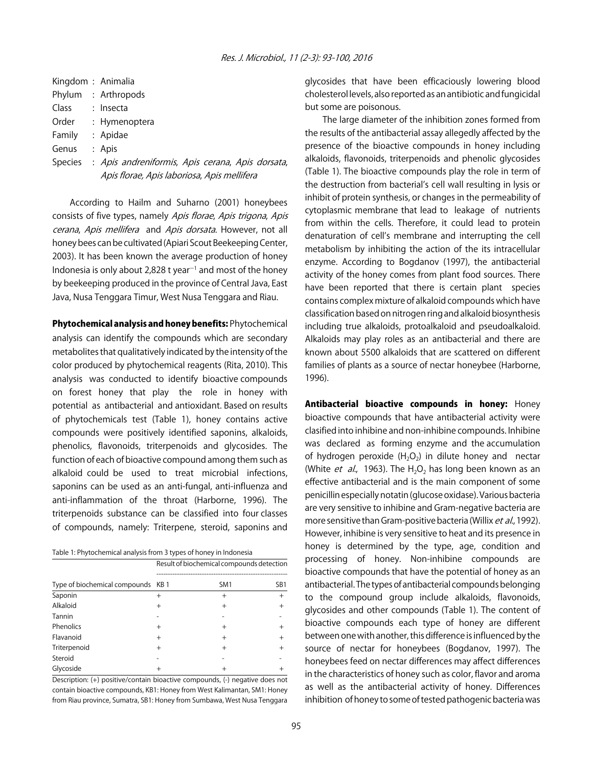Kingdom : Animalia
Phylum : Arthropods
Class : Insecta
Order : Hymenoptera
Family : Apidae
Genus : Apis
Species : *Apis andreniformis*, *Apis cerana*, *Apis dorsata*, *Apis florae*, *Apis laboriosa*, *Apis mellifera*

According to Hailm and Suharno (2001) honeybees consists of five types, namely *Apis florae*, *Apis trigona*, *Apis cerana*, *Apis mellifera* and *Apis dorsata*. However, not all honey bees can be cultivated (Apiari Scout Beekeeping Center, 2003). It has been known the average production of honey Indonesia is only about 2,828 t year$^{-1}$ and most of the honey by beekeeping produced in the province of Central Java, East Java, Nusa Tenggara Timur, West Nusa Tenggara and Riau.

**Phytochemical analysis and honey benefits:** Phytochemical analysis can identify the compounds which are secondary metabolites that qualitatively indicated by the intensity of the color produced by phytochemical reagents (Rita, 2010). This analysis was conducted to identify bioactive compounds on forest honey that play the role in honey with potential as antibacterial and antioxidant. Based on results of phytochemicals test (Table 1), honey contains active compounds were positively identified saponins, alkaloids, phenolics, flavonoids, triterpenoids and glycosides. The function of each of bioactive compound among them such as alkaloid could be used to treat microbial infections, saponins can be used as an anti-fungal, anti-influenza and anti-inflammation of the throat (Harborne, 1996). The triterpenoids substance can be classified into four classes of compounds, namely: Triterpene, steroid, saponins and glycosides that have been efficaciously lowering blood cholesterol levels, also reported as an antibiotic and fungicidal but some are poisonous.

Table 1: Phytochemical analysis from 3 types of honey in Indonesia

| | Result of biochemical compounds detection | | |
|---|---|---|---|
| Type of biochemical compounds | KB 1 | SM1 | SB1 |
| Saponin | + | + | + |
| Alkaloid | + | + | + |
| Tannin | - | - | - |
| Phenolics | + | + | + |
| Flavanoid | + | + | + |
| Triterpenoid | + | + | + |
| Steroid | - | - | - |
| Glycoside | + | + | + |

Description: (+) positive/contain bioactive compounds, (-) negative does not contain bioactive compounds, KB1: Honey from West Kalimantan, SM1: Honey from Riau province, Sumatra, SB1: Honey from Sumbawa, West Nusa Tenggara

The large diameter of the inhibition zones formed from the results of the antibacterial assay allegedly affected by the presence of the bioactive compounds in honey including alkaloids, flavonoids, triterpenoids and phenolic glycosides (Table 1). The bioactive compounds play the role in term of the destruction from bacterial's cell wall resulting in lysis or inhibit of protein synthesis, or changes in the permeability of cytoplasmic membrane that lead to leakage of nutrients from within the cells. Therefore, it could lead to protein denaturation of cell's membrane and interrupting the cell metabolism by inhibiting the action of the its intracellular enzyme. According to Bogdanov (1997), the antibacterial activity of the honey comes from plant food sources. There have been reported that there is certain plant species contains complex mixture of alkaloid compounds which have classification based on nitrogen ring and alkaloid biosynthesis including true alkaloids, protoalkaloid and pseudoalkaloid. Alkaloids may play roles as an antibacterial and there are known about 5500 alkaloids that are scattered on different families of plants as a source of nectar honeybee (Harborne, 1996).

**Antibacterial bioactive compounds in honey:** Honey bioactive compounds that have antibacterial activity were clasified into inhibine and non-inhibine compounds. Inhibine was declared as forming enzyme and the accumulation of hydrogen peroxide ($H_2O_2$) in dilute honey and nectar (White *et al.*, 1963). The $H_2O_2$ has long been known as an effective antibacterial and is the main component of some penicillin especially notatin (glucose oxidase). Various bacteria are very sensitive to inhibine and Gram-negative bacteria are more sensitive than Gram-positive bacteria (Willix *et al.*, 1992). However, inhibine is very sensitive to heat and its presence in honey is determined by the type, age, condition and processing of honey. Non-inhibine compounds are bioactive compounds that have the potential of honey as an antibacterial. The types of antibacterial compounds belonging to the compound group include alkaloids, flavonoids, glycosides and other compounds (Table 1). The content of bioactive compounds each type of honey are different between one with another, this difference is influenced by the source of nectar for honeybees (Bogdanov, 1997). The honeybees feed on nectar differences may affect differences in the characteristics of honey such as color, flavor and aroma as well as the antibacterial activity of honey. Differences inhibition of honey to some of tested pathogenic bacteria was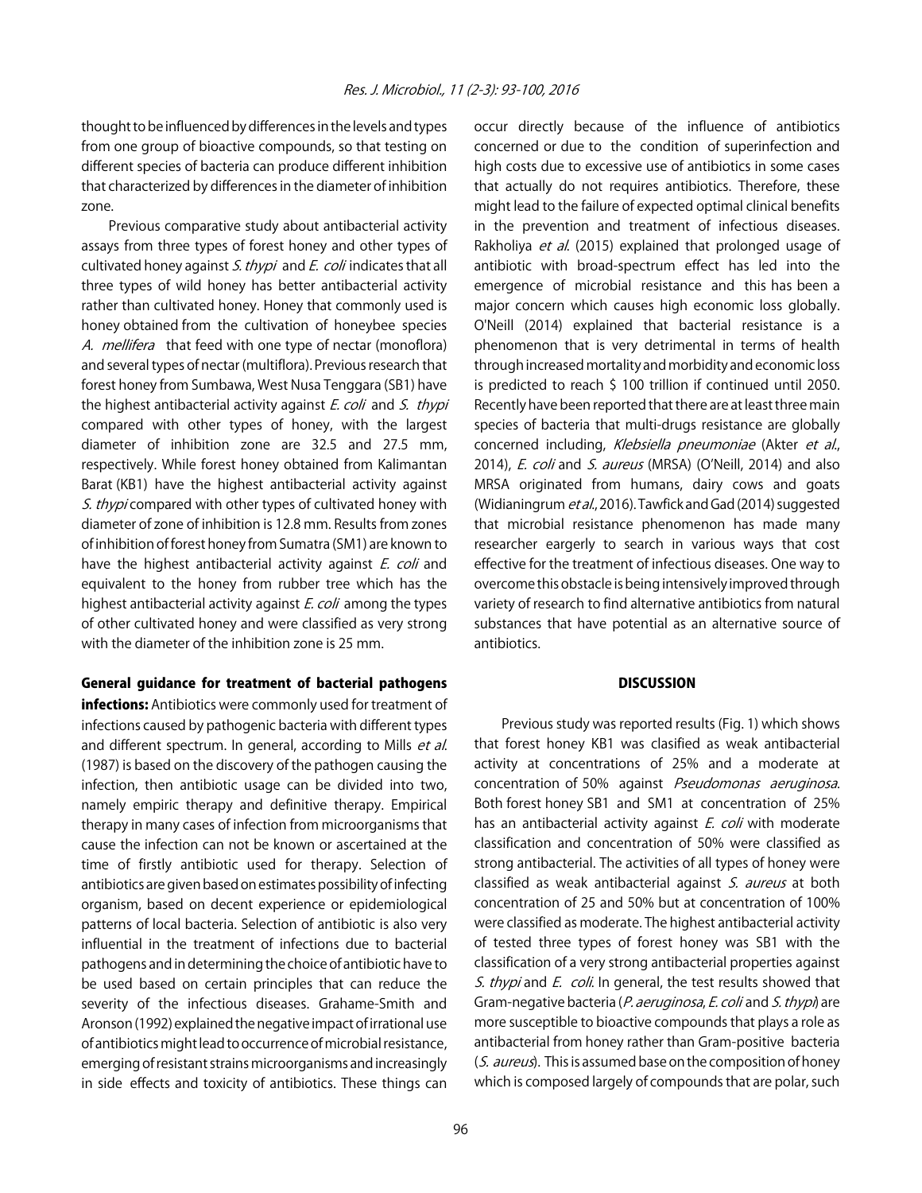thought to be influenced by differences in the levels and types from one group of bioactive compounds, so that testing on different species of bacteria can produce different inhibition that characterized by differences in the diameter of inhibition zone.

Previous comparative study about antibacterial activity assays from three types of forest honey and other types of cultivated honey against *S. thypi* and *E. coli* indicates that all three types of wild honey has better antibacterial activity rather than cultivated honey. Honey that commonly used is honey obtained from the cultivation of honeybee species *A. mellifera* that feed with one type of nectar (monoflora) and several types of nectar (multiflora). Previous research that forest honey from Sumbawa, West Nusa Tenggara (SB1) have the highest antibacterial activity against *E. coli* and *S. thypi* compared with other types of honey, with the largest diameter of inhibition zone are 32.5 and 27.5 mm, respectively. While forest honey obtained from Kalimantan Barat (KB1) have the highest antibacterial activity against *S. thypi* compared with other types of cultivated honey with diameter of zone of inhibition is 12.8 mm. Results from zones of inhibition of forest honey from Sumatra (SM1) are known to have the highest antibacterial activity against *E. coli* and equivalent to the honey from rubber tree which has the highest antibacterial activity against *E. coli* among the types of other cultivated honey and were classified as very strong with the diameter of the inhibition zone is 25 mm.

**General guidance for treatment of bacterial pathogens infections:** Antibiotics were commonly used for treatment of infections caused by pathogenic bacteria with different types and different spectrum. In general, according to Mills *et al.* (1987) is based on the discovery of the pathogen causing the infection, then antibiotic usage can be divided into two, namely empiric therapy and definitive therapy. Empirical therapy in many cases of infection from microorganisms that cause the infection can not be known or ascertained at the time of firstly antibiotic used for therapy. Selection of antibiotics are given based on estimates possibility of infecting organism, based on decent experience or epidemiological patterns of local bacteria. Selection of antibiotic is also very influential in the treatment of infections due to bacterial pathogens and in determining the choice of antibiotic have to be used based on certain principles that can reduce the severity of the infectious diseases. Grahame-Smith and Aronson (1992) explained the negative impact of irrational use of antibiotics might lead to occurrence of microbial resistance, emerging of resistant strains microorganisms and increasingly in side effects and toxicity of antibiotics. These things can occur directly because of the influence of antibiotics concerned or due to the condition of superinfection and high costs due to excessive use of antibiotics in some cases that actually do not requires antibiotics. Therefore, these might lead to the failure of expected optimal clinical benefits in the prevention and treatment of infectious diseases. Rakholiya *et al.* (2015) explained that prolonged usage of antibiotic with broad-spectrum effect has led into the emergence of microbial resistance and this has been a major concern which causes high economic loss globally. O'Neill (2014) explained that bacterial resistance is a phenomenon that is very detrimental in terms of health through increased mortality and morbidity and economic loss is predicted to reach $ 100 trillion if continued until 2050. Recently have been reported that there are at least three main species of bacteria that multi-drugs resistance are globally concerned including, *Klebsiella pneumoniae* (Akter *et al.*, 2014), *E. coli* and *S. aureus* (MRSA) (O'Neill, 2014) and also MRSA originated from humans, dairy cows and goats (Widianingrum *et al.*, 2016). Tawfick and Gad (2014) suggested that microbial resistance phenomenon has made many researcher eargerly to search in various ways that cost effective for the treatment of infectious diseases. One way to overcome this obstacle is being intensively improved through variety of research to find alternative antibiotics from natural substances that have potential as an alternative source of antibiotics.

## DISCUSSION

Previous study was reported results (Fig. 1) which shows that forest honey KB1 was clasified as weak antibacterial activity at concentrations of 25% and a moderate at concentration of 50% against *Pseudomonas aeruginosa*. Both forest honey SB1 and SM1 at concentration of 25% has an antibacterial activity against *E. coli* with moderate classification and concentration of 50% were classified as strong antibacterial. The activities of all types of honey were classified as weak antibacterial against *S. aureus* at both concentration of 25 and 50% but at concentration of 100% were classified as moderate. The highest antibacterial activity of tested three types of forest honey was SB1 with the classification of a very strong antibacterial properties against *S. thypi* and *E. coli*. In general, the test results showed that Gram-negative bacteria (*P. aeruginosa*, *E. coli* and *S. thypi*) are more susceptible to bioactive compounds that plays a role as antibacterial from honey rather than Gram-positive bacteria (*S. aureus*). This is assumed base on the composition of honey which is composed largely of compounds that are polar, such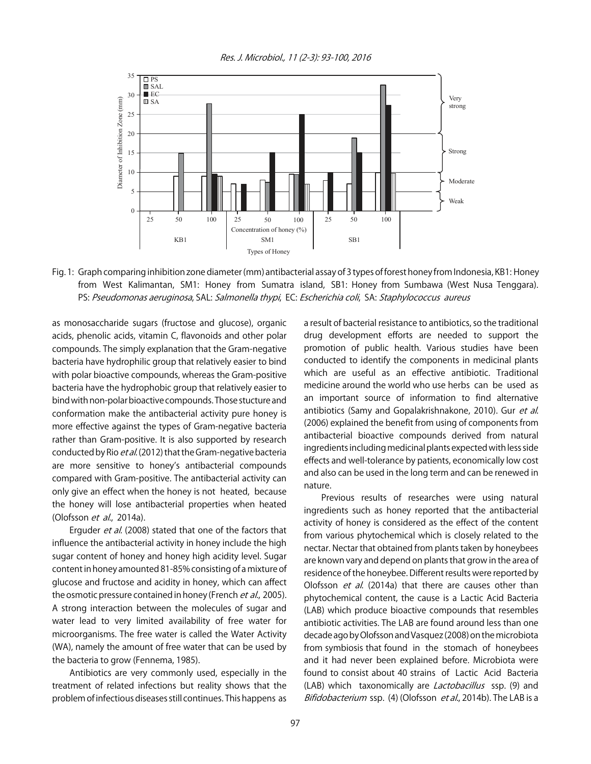Fig. 1: Graph comparing inhibition zone diameter (mm) antibacterial assay of 3 types of forest honey from Indonesia, KB1: Honey from West Kalimantan, SM1: Honey from Sumatra island, SB1: Honey from Sumbawa (West Nusa Tenggara). PS: *Pseudomonas aeruginosa*, SAL: *Salmonella thypi*, EC: *Escherichia coli*, SA: *Staphylococcus aureus*

as monosaccharide sugars (fructose and glucose), organic acids, phenolic acids, vitamin C, flavonoids and other polar compounds. The simply explanation that the Gram-negative bacteria have hydrophilic group that relatively easier to bind with polar bioactive compounds, whereas the Gram-positive bacteria have the hydrophobic group that relatively easier to bind with non-polar bioactive compounds. Those stucture and conformation make the antibacterial activity pure honey is more effective against the types of Gram-negative bacteria rather than Gram-positive. It is also supported by research conducted by Rio *et al.* (2012) that the Gram-negative bacteria are more sensitive to honey's antibacterial compounds compared with Gram-positive. The antibacterial activity can only give an effect when the honey is not heated, because the honey will lose antibacterial properties when heated (Olofsson *et al.*, 2014a).

Erguder *et al.* (2008) stated that one of the factors that influence the antibacterial activity in honey include the high sugar content of honey and honey high acidity level. Sugar content in honey amounted 81-85% consisting of a mixture of glucose and fructose and acidity in honey, which can affect the osmotic pressure contained in honey (French *et al.*, 2005). A strong interaction between the molecules of sugar and water lead to very limited availability of free water for microorganisms. The free water is called the Water Activity (WA), namely the amount of free water that can be used by the bacteria to grow (Fennema, 1985).

Antibiotics are very commonly used, especially in the treatment of related infections but reality shows that the problem of infectious diseases still continues. This happens as a result of bacterial resistance to antibiotics, so the traditional drug development efforts are needed to support the promotion of public health. Various studies have been conducted to identify the components in medicinal plants which are useful as an effective antibiotic. Traditional medicine around the world who use herbs can be used as an important source of information to find alternative antibiotics (Samy and Gopalakrishnakone, 2010). Gur *et al.* (2006) explained the benefit from using of components from antibacterial bioactive compounds derived from natural ingredients including medicinal plants expected with less side effects and well-tolerance by patients, economically low cost and also can be used in the long term and can be renewed in nature.

Previous results of researches were using natural ingredients such as honey reported that the antibacterial activity of honey is considered as the effect of the content from various phytochemical which is closely related to the nectar. Nectar that obtained from plants taken by honeybees are known vary and depend on plants that grow in the area of residence of the honeybee. Different results were reported by Olofsson *et al.* (2014a) that there are causes other than phytochemical content, the cause is a Lactic Acid Bacteria (LAB) which produce bioactive compounds that resembles antibiotic activities. The LAB are found around less than one decade ago by Olofsson and Vasquez (2008) on the microbiota from symbiosis that found in the stomach of honeybees and it had never been explained before. Microbiota were found to consist about 40 strains of Lactic Acid Bacteria (LAB) which taxonomically are *Lactobacillus* ssp. (9) and *Bifidobacterium* ssp. (4) (Olofsson *et al.*, 2014b). The LAB is a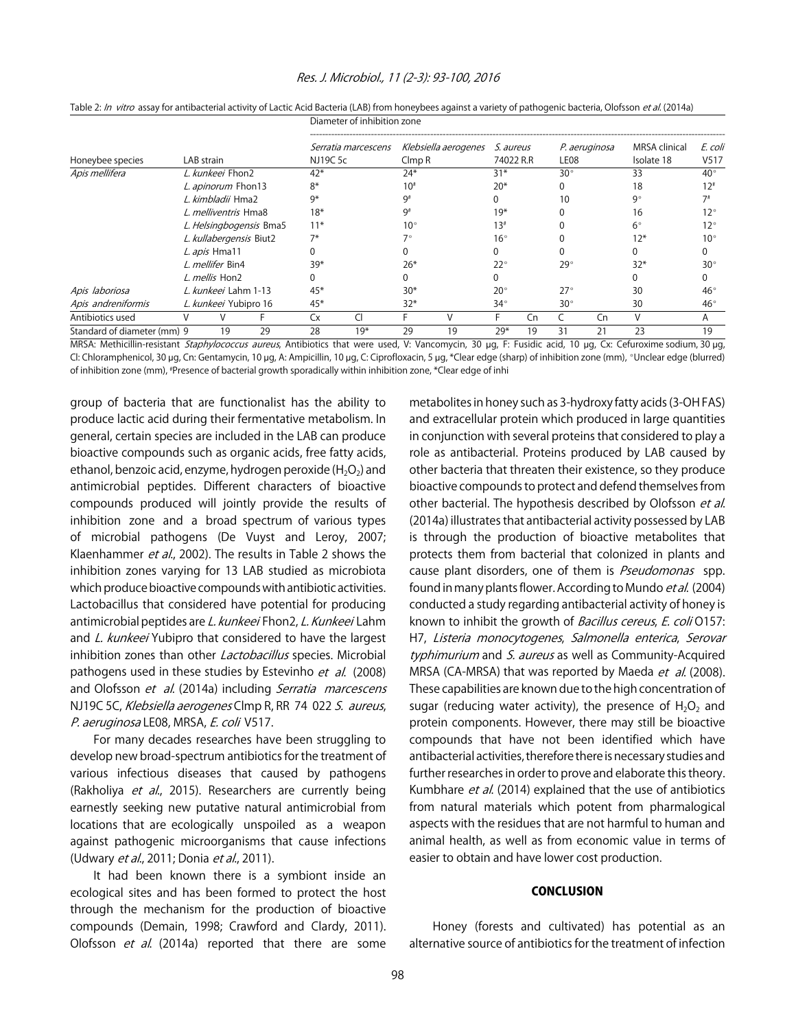Table 2: *In vitro* assay for antibacterial activity of Lactic Acid Bacteria (LAB) from honeybees against a variety of pathogenic bacteria, Olofsson *et al.* (2014a)

| | | | | Diameter of inhibition zone | | | | | | | | | |
|---|---|---|---|---|---|---|---|---|---|---|---|---|---|
| Honeybee species | LAB strain | | | *Serratia marcescens* NJ19C 5c | | *Klebsiella aerogenes* Clmp R | | *S. aureus* 74022 R.R | | *P. aeruginosa* LE08 | | MRSA clinical Isolate 18 | *E. coli* V517 |
| *Apis mellifera* | *L. kunkeei* Fhon2 | | | 42* | | 24* | | 31* | | 30° | | 33 | 40° |
| | *L. apinorum* Fhon13 | | | 8* | | 10# | | 20* | | 0 | | 18 | 12# |
| | *L. kimbladii* Hma2 | | | 9* | | 9# | | 0 | | 10 | | 9° | 7# |
| | *L. melliventris* Hma8 | | | 18* | | 9# | | 19* | | 0 | | 16 | 12° |
| | *L. Helsingbogensis* Bma5 | | | 11* | | 10° | | 13# | | 0 | | 6° | 12° |
| | *L. kullabergensis* Biut2 | | | 7* | | 7° | | 16° | | 0 | | 12* | 10° |
| | *L. apis* Hma11 | | | 0 | | 0 | | 0 | | 0 | | 0 | 0 |
| | *L. mellifer* Bin4 | | | 39* | | 26* | | 22° | | 29° | | 32* | 30° |
| | *L. mellis* Hon2 | | | 0 | | 0 | | 0 | | | | 0 | 0 |
| *Apis laboriosa* | *L. kunkeei* Lahm 1-13 | | | 45* | | 30* | | 20° | | 27° | | 30 | 46° |
| *Apis andreniformis* | *L. kunkeei* Yubipro 16 | | | 45* | | 32* | | 34° | | 30° | | 30 | 46° |
| Antibiotics used | V | V | F | Cx | Cl | F | V | F | Cn | C | Cn | V | A |
| Standard of diameter (mm) | 9 | 19 | 29 | 28 | 19* | 29 | 19 | 29* | 19 | 31 | 21 | 23 | 19 |

MRSA: Methicillin-resistant *Staphylococcus aureus*, Antibiotics that were used, V: Vancomycin, 30 µg, F: Fusidic acid, 10 µg, Cx: Cefuroxime sodium, 30 µg, Cl: Chloramphenicol, 30 µg, Cn: Gentamycin, 10 µg, A: Ampicillin, 10 µg, C: Ciprofloxacin, 5 µg, *Clear edge (sharp) of inhibition zone (mm), °Unclear edge (blurred) of inhibition zone (mm), #Presence of bacterial growth sporadically within inhibition zone, *Clear edge of inhi

group of bacteria that are functionalist has the ability to produce lactic acid during their fermentative metabolism. In general, certain species are included in the LAB can produce bioactive compounds such as organic acids, free fatty acids, ethanol, benzoic acid, enzyme, hydrogen peroxide ($H_2O_2$) and antimicrobial peptides. Different characters of bioactive compounds produced will jointly provide the results of inhibition zone and a broad spectrum of various types of microbial pathogens (De Vuyst and Leroy, 2007; Klaenhammer *et al*., 2002). The results in Table 2 shows the inhibition zones varying for 13 LAB studied as microbiota which produce bioactive compounds with antibiotic activities. Lactobacillus that considered have potential for producing antimicrobial peptides are *L. kunkeei* Fhon2, *L. Kunkeei* Lahm and *L. kunkeei* Yubipro that considered to have the largest inhibition zones than other *Lactobacillus* species. Microbial pathogens used in these studies by Estevinho *et al.* (2008) and Olofsson *et al.* (2014a) including *Serratia marcescens* NJ19C 5C, *Klebsiella aerogenes* Clmp R, RR 74 022 *S. aureus*, *P. aeruginosa* LE08, MRSA, *E. coli* V517.

For many decades researches have been struggling to develop new broad-spectrum antibiotics for the treatment of various infectious diseases that caused by pathogens (Rakholiya *et al*., 2015). Researchers are currently being earnestly seeking new putative natural antimicrobial from locations that are ecologically unspoiled as a weapon against pathogenic microorganisms that cause infections (Udwary *et al*., 2011; Donia *et al*., 2011).

It had been known there is a symbiont inside an ecological sites and has been formed to protect the host through the mechanism for the production of bioactive compounds (Demain, 1998; Crawford and Clardy, 2011). Olofsson *et al.* (2014a) reported that there are some metabolites in honey such as 3-hydroxy fatty acids (3-OH FAS) and extracellular protein which produced in large quantities in conjunction with several proteins that considered to play a role as antibacterial. Proteins produced by LAB caused by other bacteria that threaten their existence, so they produce bioactive compounds to protect and defend themselves from other bacterial. The hypothesis described by Olofsson *et al.* (2014a) illustrates that antibacterial activity possessed by LAB is through the production of bioactive metabolites that protects them from bacterial that colonized in plants and cause plant disorders, one of them is *Pseudomonas* spp. found in many plants flower. According to Mundo *et al.* (2004) conducted a study regarding antibacterial activity of honey is known to inhibit the growth of *Bacillus cereus*, *E. coli* O157: H7, *Listeria monocytogenes*, *Salmonella enterica*, *Serovar typhimurium* and *S. aureus* as well as Community-Acquired MRSA (CA-MRSA) that was reported by Maeda *et al.* (2008). These capabilities are known due to the high concentration of sugar (reducing water activity), the presence of $H_2O_2$ and protein components. However, there may still be bioactive compounds that have not been identified which have antibacterial activities, therefore there is necessary studies and further researches in order to prove and elaborate this theory. Kumbhare *et al.* (2014) explained that the use of antibiotics from natural materials which potent from pharmalogical aspects with the residues that are not harmful to human and animal health, as well as from economic value in terms of easier to obtain and have lower cost production.

## CONCLUSION

Honey (forests and cultivated) has potential as an alternative source of antibiotics for the treatment of infection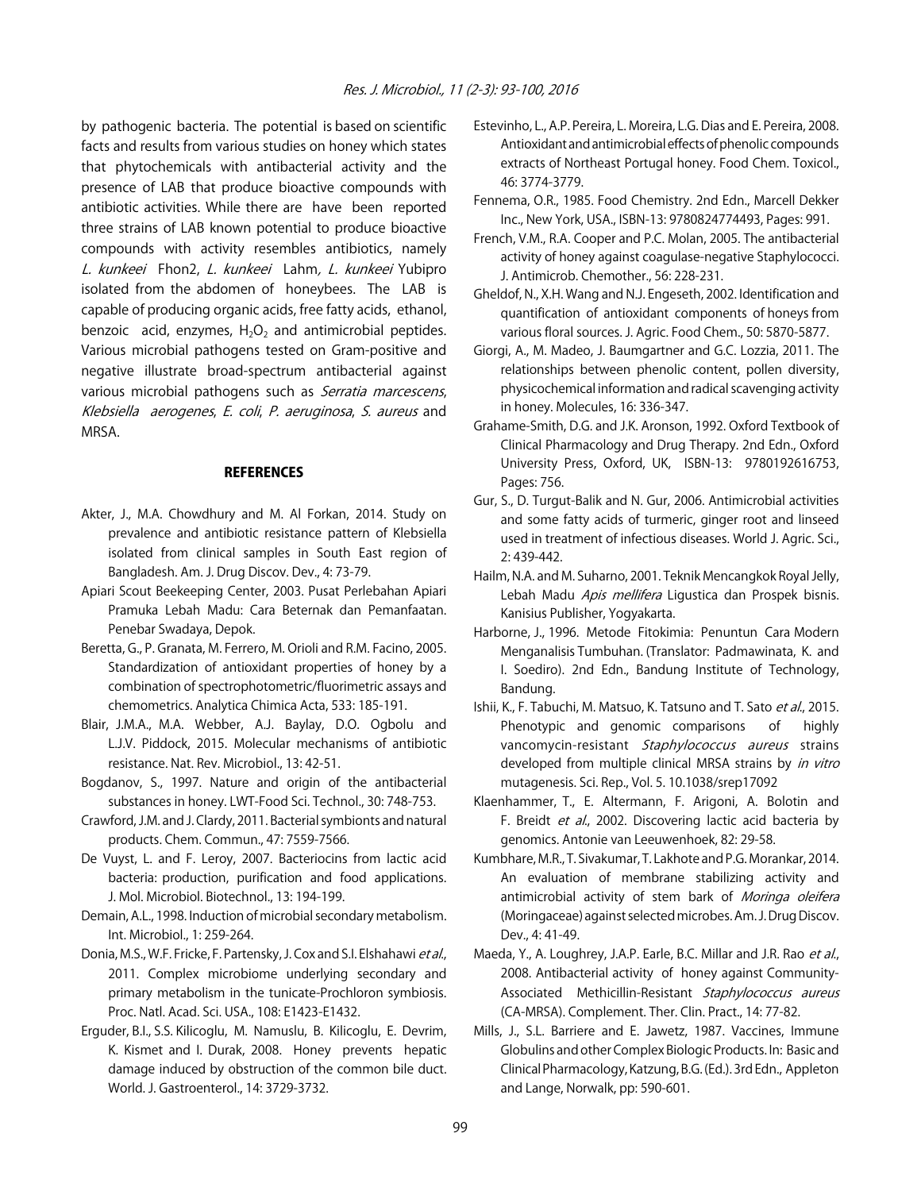by pathogenic bacteria. The potential is based on scientific facts and results from various studies on honey which states that phytochemicals with antibacterial activity and the presence of LAB that produce bioactive compounds with antibiotic activities. While there are have been reported three strains of LAB known potential to produce bioactive compounds with activity resembles antibiotics, namely *L. kunkeei* Fhon2, *L. kunkeei* Lahm*, L. kunkeei* Yubipro isolated from the abdomen of honeybees. The LAB is capable of producing organic acids, free fatty acids, ethanol, benzoic acid, enzymes, $H_2O_2$ and antimicrobial peptides. Various microbial pathogens tested on Gram-positive and negative illustrate broad-spectrum antibacterial against various microbial pathogens such as *Serratia marcescens*, *Klebsiella aerogenes*, *E. coli*, *P. aeruginosa*, *S. aureus* and MRSA.

## REFERENCES

- Akter, J., M.A. Chowdhury and M. Al Forkan, 2014. Study on prevalence and antibiotic resistance pattern of Klebsiella isolated from clinical samples in South East region of Bangladesh. Am. J. Drug Discov. Dev., 4: 73-79.
- Apiari Scout Beekeeping Center, 2003. Pusat Perlebahan Apiari Pramuka Lebah Madu: Cara Beternak dan Pemanfaatan. Penebar Swadaya, Depok.
- Beretta, G., P. Granata, M. Ferrero, M. Orioli and R.M. Facino, 2005. Standardization of antioxidant properties of honey by a combination of spectrophotometric/fluorimetric assays and chemometrics. Analytica Chimica Acta, 533: 185-191.
- Blair, J.M.A., M.A. Webber, A.J. Baylay, D.O. Ogbolu and L.J.V. Piddock, 2015. Molecular mechanisms of antibiotic resistance. Nat. Rev. Microbiol., 13: 42-51.
- Bogdanov, S., 1997. Nature and origin of the antibacterial substances in honey. LWT-Food Sci. Technol., 30: 748-753.
- Crawford, J.M. and J. Clardy, 2011. Bacterial symbionts and natural products. Chem. Commun., 47: 7559-7566.
- De Vuyst, L. and F. Leroy, 2007. Bacteriocins from lactic acid bacteria: production, purification and food applications. J. Mol. Microbiol. Biotechnol., 13: 194-199.
- Demain, A.L., 1998. Induction of microbial secondary metabolism. Int. Microbiol., 1: 259-264.
- Donia, M.S., W.F. Fricke, F. Partensky, J. Cox and S.I. Elshahawi *et al*., 2011. Complex microbiome underlying secondary and primary metabolism in the tunicate-Prochloron symbiosis. Proc. Natl. Acad. Sci. USA., 108: E1423-E1432.
- Erguder, B.I., S.S. Kilicoglu, M. Namuslu, B. Kilicoglu, E. Devrim, K. Kismet and I. Durak, 2008. Honey prevents hepatic damage induced by obstruction of the common bile duct. World. J. Gastroenterol., 14: 3729-3732.
- Estevinho, L., A.P. Pereira, L. Moreira, L.G. Dias and E. Pereira, 2008. Antioxidant and antimicrobial effects of phenolic compounds extracts of Northeast Portugal honey. Food Chem. Toxicol., 46: 3774-3779.
- Fennema, O.R., 1985. Food Chemistry. 2nd Edn., Marcell Dekker Inc., New York, USA., ISBN-13: 9780824774493, Pages: 991.
- French, V.M., R.A. Cooper and P.C. Molan, 2005. The antibacterial activity of honey against coagulase-negative Staphylococci. J. Antimicrob. Chemother., 56: 228-231.
- Gheldof, N., X.H. Wang and N.J. Engeseth, 2002. Identification and quantification of antioxidant components of honeys from various floral sources. J. Agric. Food Chem., 50: 5870-5877.
- Giorgi, A., M. Madeo, J. Baumgartner and G.C. Lozzia, 2011. The relationships between phenolic content, pollen diversity, physicochemical information and radical scavenging activity in honey. Molecules, 16: 336-347.
- Grahame-Smith, D.G. and J.K. Aronson, 1992. Oxford Textbook of Clinical Pharmacology and Drug Therapy. 2nd Edn., Oxford University Press, Oxford, UK, ISBN-13: 9780192616753, Pages: 756.
- Gur, S., D. Turgut-Balik and N. Gur, 2006. Antimicrobial activities and some fatty acids of turmeric, ginger root and linseed used in treatment of infectious diseases. World J. Agric. Sci., 2: 439-442.
- Hailm, N.A. and M. Suharno, 2001. Teknik Mencangkok Royal Jelly, Lebah Madu *Apis mellifera* Ligustica dan Prospek bisnis. Kanisius Publisher, Yogyakarta.
- Harborne, J., 1996. Metode Fitokimia: Penuntun Cara Modern Menganalisis Tumbuhan. (Translator: Padmawinata, K. and I. Soediro). 2nd Edn., Bandung Institute of Technology, Bandung.
- Ishii, K., F. Tabuchi, M. Matsuo, K. Tatsuno and T. Sato *et al*., 2015. Phenotypic and genomic comparisons of highly vancomycin-resistant *Staphylococcus aureus* strains developed from multiple clinical MRSA strains by *in vitro* mutagenesis. Sci. Rep., Vol. 5. 10.1038/srep17092
- Klaenhammer, T., E. Altermann, F. Arigoni, A. Bolotin and F. Breidt *et al*., 2002. Discovering lactic acid bacteria by genomics. Antonie van Leeuwenhoek, 82: 29-58.
- Kumbhare, M.R., T. Sivakumar, T. Lakhote and P.G. Morankar, 2014. An evaluation of membrane stabilizing activity and antimicrobial activity of stem bark of *Moringa oleifera* (Moringaceae) against selected microbes. Am. J. Drug Discov. Dev., 4: 41-49.
- Maeda, Y., A. Loughrey, J.A.P. Earle, B.C. Millar and J.R. Rao *et al*., 2008. Antibacterial activity of honey against Community-Associated Methicillin-Resistant *Staphylococcus aureus* (CA-MRSA). Complement. Ther. Clin. Pract., 14: 77-82.
- Mills, J., S.L. Barriere and E. Jawetz, 1987. Vaccines, Immune Globulins and other Complex Biologic Products. In: Basic and Clinical Pharmacology, Katzung, B.G. (Ed.). 3rd Edn., Appleton and Lange, Norwalk, pp: 590-601.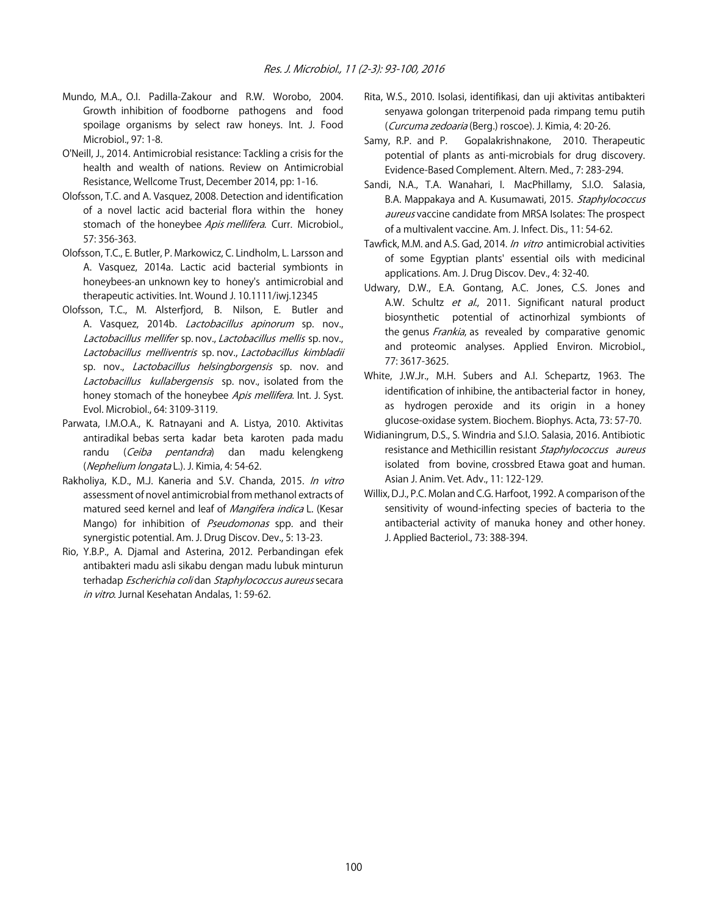Mundo, M.A., O.I. Padilla-Zakour and R.W. Worobo, 2004. Growth inhibition of foodborne pathogens and food spoilage organisms by select raw honeys. Int. J. Food Microbiol., 97: 1-8.

O'Neill, J., 2014. Antimicrobial resistance: Tackling a crisis for the health and wealth of nations. Review on Antimicrobial Resistance, Wellcome Trust, December 2014, pp: 1-16.

Olofsson, T.C. and A. Vasquez, 2008. Detection and identification of a novel lactic acid bacterial flora within the honey stomach of the honeybee *Apis mellifera*. Curr. Microbiol., 57: 356-363.

Olofsson, T.C., E. Butler, P. Markowicz, C. Lindholm, L. Larsson and A. Vasquez, 2014a. Lactic acid bacterial symbionts in honeybees-an unknown key to honey's antimicrobial and therapeutic activities. Int. Wound J. 10.1111/iwj.12345

Olofsson, T.C., M. Alsterfjord, B. Nilson, E. Butler and A. Vasquez, 2014b. *Lactobacillus apinorum* sp. nov., *Lactobacillus mellifer* sp. nov., *Lactobacillus mellis* sp. nov., *Lactobacillus melliventris* sp. nov., *Lactobacillus kimbladii* sp. nov., *Lactobacillus helsingborgensis* sp. nov. and *Lactobacillus kullabergensis* sp. nov., isolated from the honey stomach of the honeybee *Apis mellifera*. Int. J. Syst. Evol. Microbiol., 64: 3109-3119.

Parwata, I.M.O.A., K. Ratnayani and A. Listya, 2010. Aktivitas antiradikal bebas serta kadar beta karoten pada madu randu (*Ceiba pentandra*) dan madu kelengkeng (*Nephelium longata* L.). J. Kimia, 4: 54-62.

Rakholiya, K.D., M.J. Kaneria and S.V. Chanda, 2015. *In vitro* assessment of novel antimicrobial from methanol extracts of matured seed kernel and leaf of *Mangifera indica* L. (Kesar Mango) for inhibition of *Pseudomonas* spp. and their synergistic potential. Am. J. Drug Discov. Dev., 5: 13-23.

Rio, Y.B.P., A. Djamal and Asterina, 2012. Perbandingan efek antibakteri madu asli sikabu dengan madu lubuk minturun terhadap *Escherichia coli* dan *Staphylococcus aureus* secara *in vitro*. Jurnal Kesehatan Andalas, 1: 59-62.

Rita, W.S., 2010. Isolasi, identifikasi, dan uji aktivitas antibakteri senyawa golongan triterpenoid pada rimpang temu putih (*Curcuma zedoaria* (Berg.) roscoe). J. Kimia, 4: 20-26.

Samy, R.P. and P. Gopalakrishnakone, 2010. Therapeutic potential of plants as anti-microbials for drug discovery. Evidence-Based Complement. Altern. Med., 7: 283-294.

Sandi, N.A., T.A. Wanahari, I. MacPhillamy, S.I.O. Salasia, B.A. Mappakaya and A. Kusumawati, 2015. *Staphylococcus aureus* vaccine candidate from MRSA Isolates: The prospect of a multivalent vaccine. Am. J. Infect. Dis., 11: 54-62.

Tawfick, M.M. and A.S. Gad, 2014. *In vitro* antimicrobial activities of some Egyptian plants' essential oils with medicinal applications. Am. J. Drug Discov. Dev., 4: 32-40.

Udwary, D.W., E.A. Gontang, A.C. Jones, C.S. Jones and A.W. Schultz *et al*., 2011. Significant natural product biosynthetic potential of actinorhizal symbionts of the genus *Frankia*, as revealed by comparative genomic and proteomic analyses. Applied Environ. Microbiol., 77: 3617-3625.

White, J.W.Jr., M.H. Subers and A.I. Schepartz, 1963. The identification of inhibine, the antibacterial factor in honey, as hydrogen peroxide and its origin in a honey glucose-oxidase system. Biochem. Biophys. Acta, 73: 57-70.

Widianingrum, D.S., S. Windria and S.I.O. Salasia, 2016. Antibiotic resistance and Methicillin resistant *Staphylococcus aureus* isolated from bovine, crossbred Etawa goat and human. Asian J. Anim. Vet. Adv., 11: 122-129.

Willix, D.J., P.C. Molan and C.G. Harfoot, 1992. A comparison of the sensitivity of wound-infecting species of bacteria to the antibacterial activity of manuka honey and other honey. J. Applied Bacteriol., 73: 388-394.